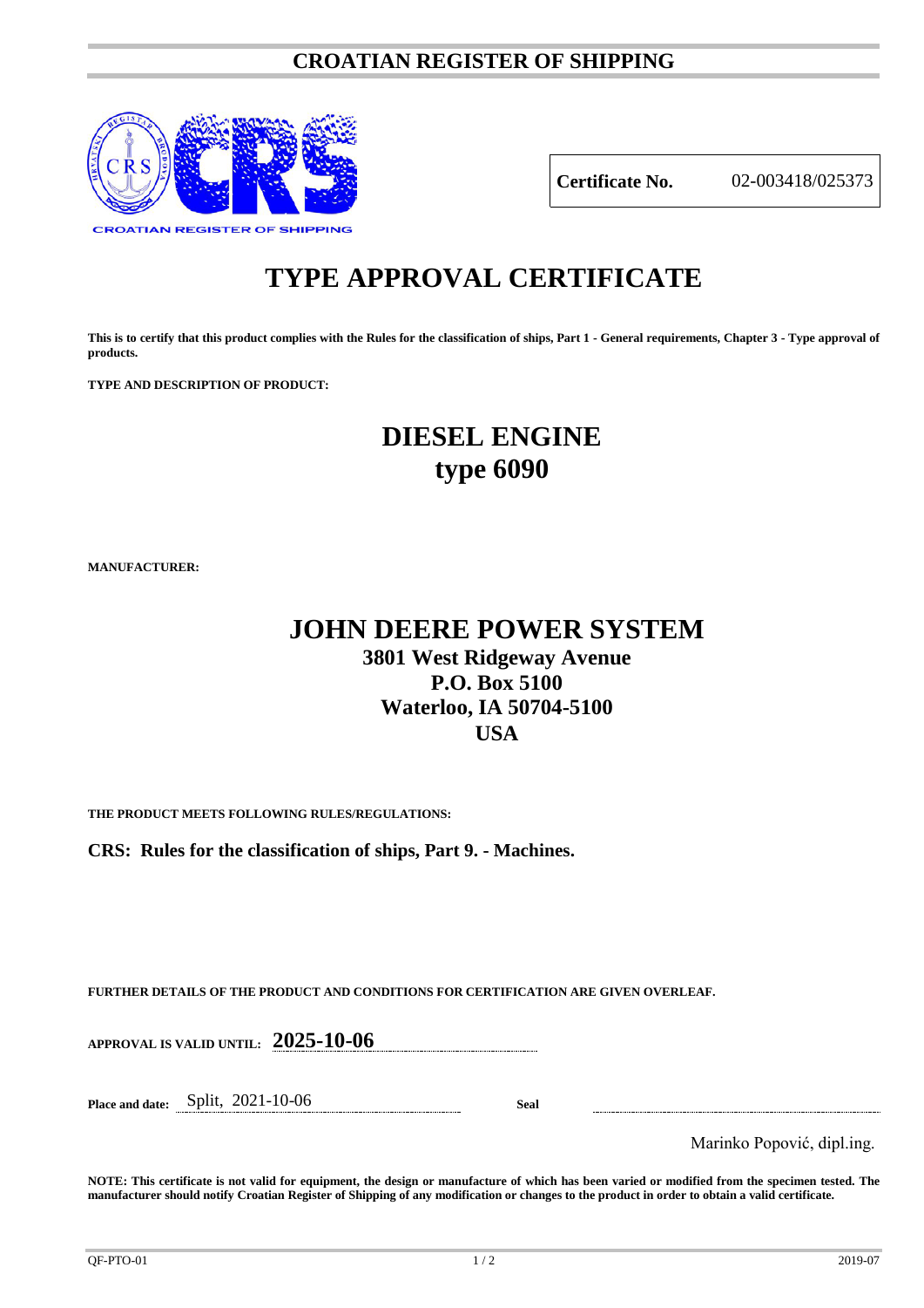# CROATIAN REGISTER OF SHIPPING

CROATIAN REGISTER OF SHIPPING

| **Certificate No.** | 02-003418/025373 |
|---|---|

# TYPE APPROVAL CERTIFICATE

**This is to certify that this product complies with the Rules for the classification of ships, Part 1 - General requirements, Chapter 3 - Type approval of products.**

**TYPE AND DESCRIPTION OF PRODUCT:**

## DIESEL ENGINE
## type 6090

**MANUFACTURER:**

## JOHN DEERE POWER SYSTEM
### 3801 West Ridgeway Avenue
### P.O. Box 5100
### Waterloo, IA 50704-5100
### USA

**THE PRODUCT MEETS FOLLOWING RULES/REGULATIONS:**

**CRS: Rules for the classification of ships, Part 9. - Machines.**

**FURTHER DETAILS OF THE PRODUCT AND CONDITIONS FOR CERTIFICATION ARE GIVEN OVERLEAF.**

**APPROVAL IS VALID UNTIL:** **2025-10-06**

**Place and date:** Split, 2021-10-06

**Seal**

Marinko Popović, dipl.ing.

**NOTE: This certificate is not valid for equipment, the design or manufacture of which has been varied or modified from the specimen tested. The manufacturer should notify Croatian Register of Shipping of any modification or changes to the product in order to obtain a valid certificate.**

QF-PTO-01 2019-07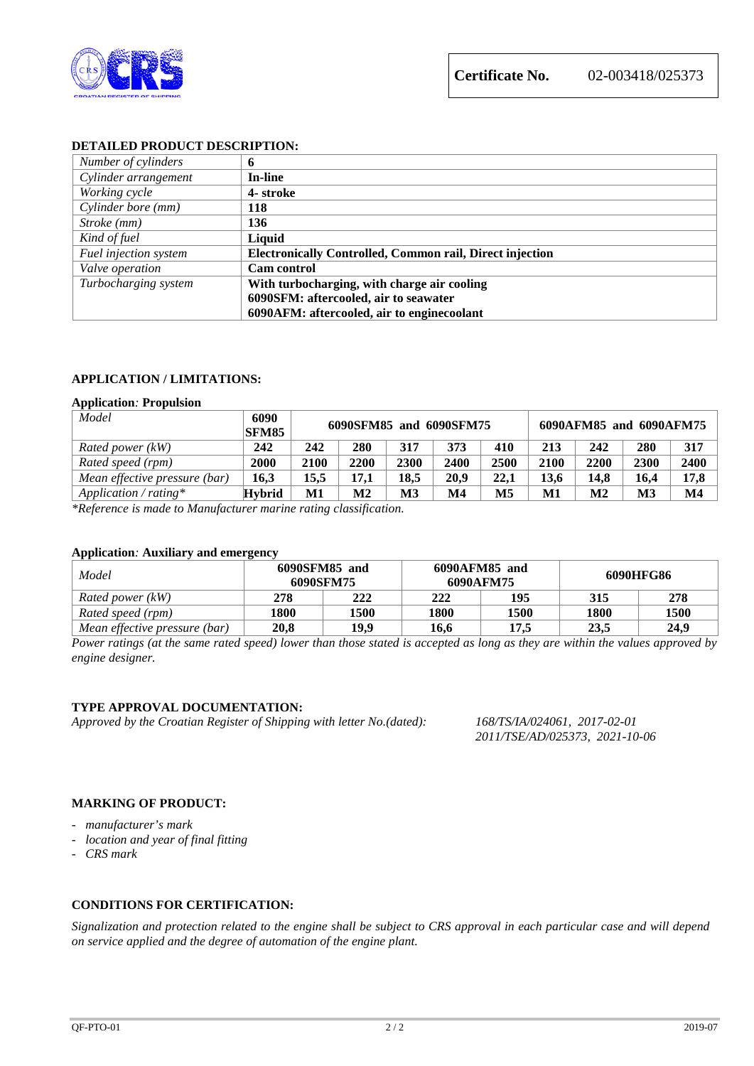**Certificate No.** 02-003418/025373

## DETAILED PRODUCT DESCRIPTION:

| | |
|---|---|
| *Number of cylinders* | **6** |
| *Cylinder arrangement* | **In-line** |
| *Working cycle* | **4- stroke** |
| *Cylinder bore (mm)* | **118** |
| *Stroke (mm)* | **136** |
| *Kind of fuel* | **Liquid** |
| *Fuel injection system* | **Electronically Controlled, Common rail, Direct injection** |
| *Valve operation* | **Cam control** |
| *Turbocharging system* | **With turbocharging, with charge air cooling**<br>**6090SFM: aftercooled, air to seawater**<br>**6090AFM: aftercooled, air to enginecoolant** |

## APPLICATION / LIMITATIONS:

**Application*:* Propulsion**

| *Model* | **6090 SFM85** | **6090SFM85 and 6090SFM75** | | | | | **6090AFM85 and 6090AFM75** | | | |
|---|---|---|---|---|---|---|---|---|---|---|
| *Rated power (kW)* | **242** | **242** | **280** | **317** | **373** | **410** | **213** | **242** | **280** | **317** |
| *Rated speed (rpm)* | **2000** | **2100** | **2200** | **2300** | **2400** | **2500** | **2100** | **2200** | **2300** | **2400** |
| *Mean effective pressure (bar)* | **16,3** | **15,5** | **17,1** | **18,5** | **20,9** | **22,1** | **13,6** | **14,8** | **16,4** | **17,8** |
| *Application / rating** | **Hybrid** | **M1** | **M2** | **M3** | **M4** | **M5** | **M1** | **M2** | **M3** | **M4** |

**Reference is made to Manufacturer marine rating classification.*

**Application*:* Auxiliary and emergency**

| *Model* | **6090SFM85 and 6090SFM75** | | **6090AFM85 and 6090AFM75** | | **6090HFG86** | |
|---|---|---|---|---|---|---|
| *Rated power (kW)* | **278** | **222** | **222** | **195** | **315** | **278** |
| *Rated speed (rpm)* | **1800** | **1500** | **1800** | **1500** | **1800** | **1500** |
| *Mean effective pressure (bar)* | **20,8** | **19,9** | **16,6** | **17,5** | **23,5** | **24,9** |

*Power ratings (at the same rated speed) lower than those stated is accepted as long as they are within the values approved by engine designer.*

## TYPE APPROVAL DOCUMENTATION:

*Approved by the Croatian Register of Shipping with letter No.(dated):* *168/TS/IA/024061, 2017-02-01*
*2011/TSE/AD/025373, 2021-10-06*

## MARKING OF PRODUCT:

- *manufacturer's mark*
- *location and year of final fitting*
- *CRS mark*

## CONDITIONS FOR CERTIFICATION:

*Signalization and protection related to the engine shall be subject to CRS approval in each particular case and will depend on service applied and the degree of automation of the engine plant.*